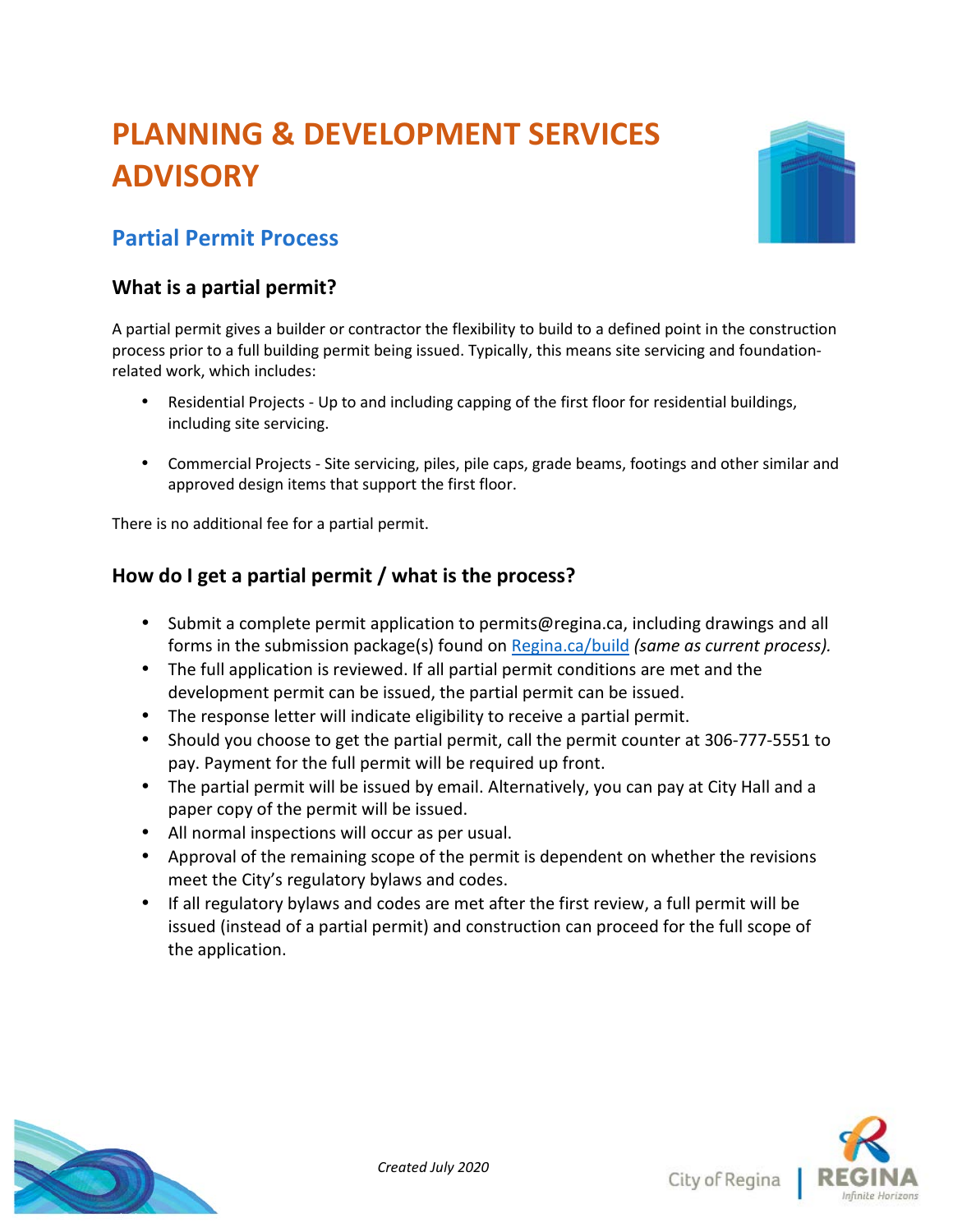# PLANNING & DEVELOPMENT SERVICES ADVISORY

## Partial Permit Process

### What is a partial permit?

A partial permit gives a builder or contractor the flexibility to build to a defined point in the construction process prior to a full building permit being issued. Typically, this means site servicing and foundation-related work, which includes:

- Residential Projects - Up to and including capping of the first floor for residential buildings, including site servicing.
- Commercial Projects - Site servicing, piles, pile caps, grade beams, footings and other similar and approved design items that support the first floor.

There is no additional fee for a partial permit.

### How do I get a partial permit / what is the process?

- Submit a complete permit application to permits@regina.ca, including drawings and all forms in the submission package(s) found on Regina.ca/build *(same as current process).*
- The full application is reviewed. If all partial permit conditions are met and the development permit can be issued, the partial permit can be issued.
- The response letter will indicate eligibility to receive a partial permit.
- Should you choose to get the partial permit, call the permit counter at 306-777-5551 to pay. Payment for the full permit will be required up front.
- The partial permit will be issued by email. Alternatively, you can pay at City Hall and a paper copy of the permit will be issued.
- All normal inspections will occur as per usual.
- Approval of the remaining scope of the permit is dependent on whether the revisions meet the City's regulatory bylaws and codes.
- If all regulatory bylaws and codes are met after the first review, a full permit will be issued (instead of a partial permit) and construction can proceed for the full scope of the application.

*Created July 2020*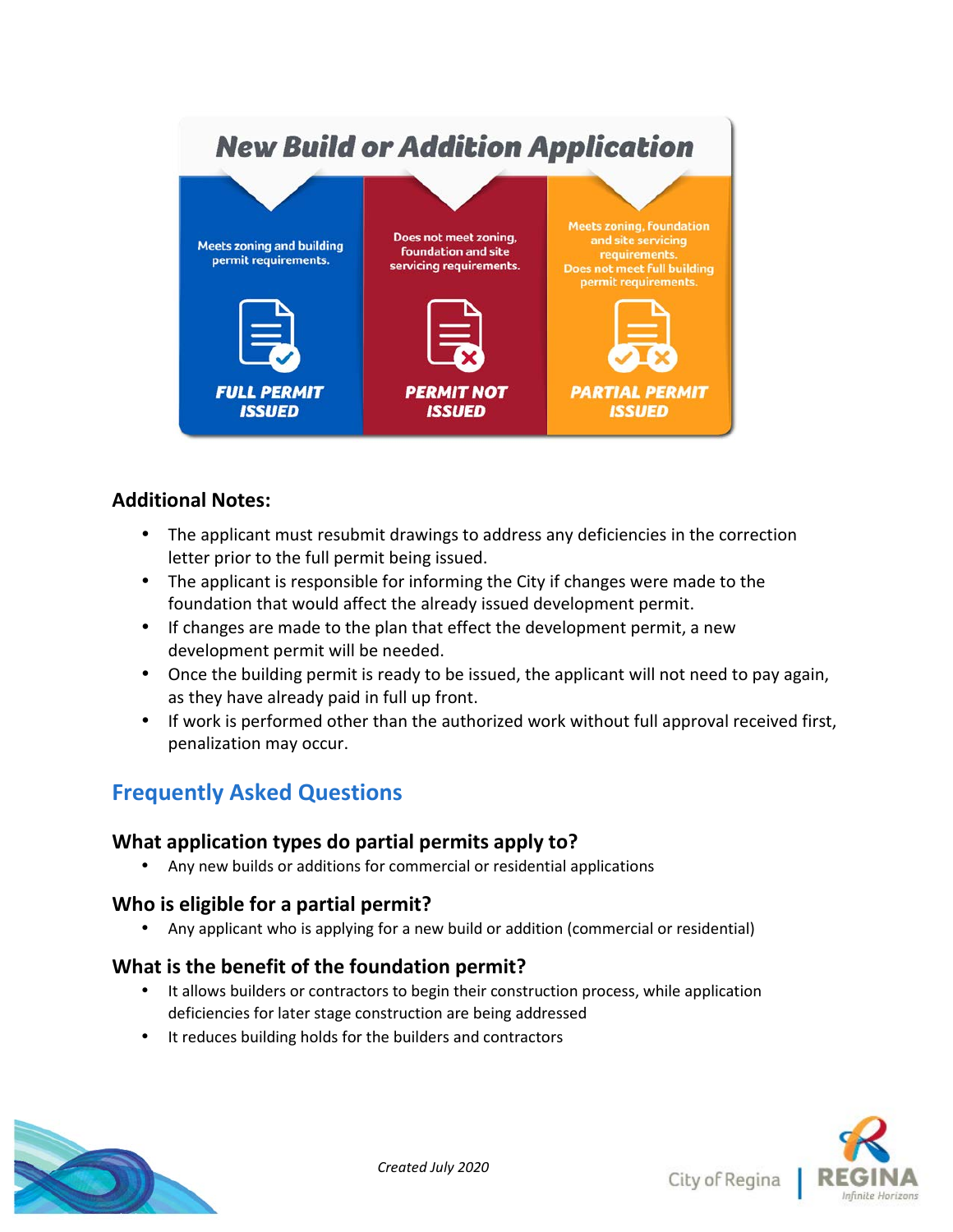# New Build or Addition Application

| Meets zoning and building permit requirements. | Does not meet zoning, foundation and site servicing requirements. | Meets zoning, foundation and site servicing requirements. Does not meet full building permit requirements. |
| --- | --- | --- |
| **FULL PERMIT ISSUED** | **PERMIT NOT ISSUED** | **PARTIAL PERMIT ISSUED** |

## Additional Notes:

- The applicant must resubmit drawings to address any deficiencies in the correction letter prior to the full permit being issued.
- The applicant is responsible for informing the City if changes were made to the foundation that would affect the already issued development permit.
- If changes are made to the plan that effect the development permit, a new development permit will be needed.
- Once the building permit is ready to be issued, the applicant will not need to pay again, as they have already paid in full up front.
- If work is performed other than the authorized work without full approval received first, penalization may occur.

## Frequently Asked Questions

### What application types do partial permits apply to?

- Any new builds or additions for commercial or residential applications

### Who is eligible for a partial permit?

- Any applicant who is applying for a new build or addition (commercial or residential)

### What is the benefit of the foundation permit?

- It allows builders or contractors to begin their construction process, while application deficiencies for later stage construction are being addressed
- It reduces building holds for the builders and contractors

*Created July 2020*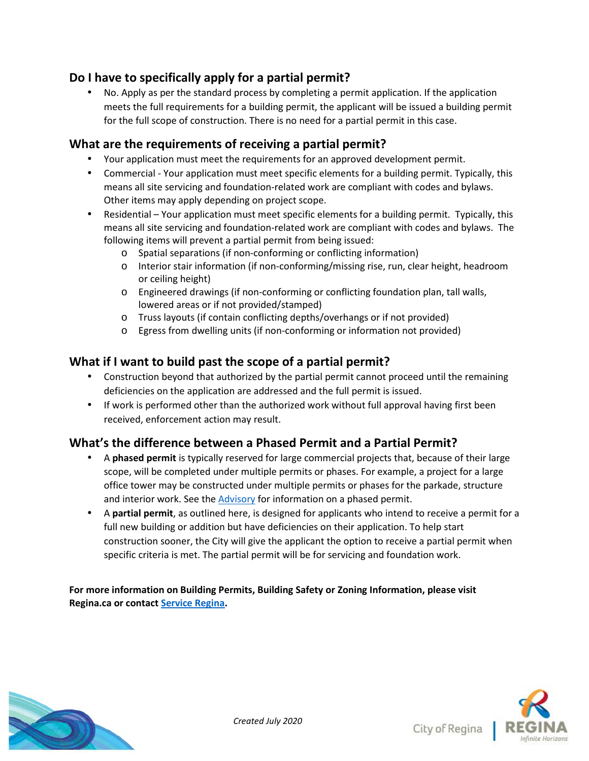## Do I have to specifically apply for a partial permit?

- No. Apply as per the standard process by completing a permit application. If the application meets the full requirements for a building permit, the applicant will be issued a building permit for the full scope of construction. There is no need for a partial permit in this case.

## What are the requirements of receiving a partial permit?

- Your application must meet the requirements for an approved development permit.
- Commercial - Your application must meet specific elements for a building permit. Typically, this means all site servicing and foundation-related work are compliant with codes and bylaws. Other items may apply depending on project scope.
- Residential – Your application must meet specific elements for a building permit. Typically, this means all site servicing and foundation-related work are compliant with codes and bylaws. The following items will prevent a partial permit from being issued:
  - Spatial separations (if non-conforming or conflicting information)
  - Interior stair information (if non-conforming/missing rise, run, clear height, headroom or ceiling height)
  - Engineered drawings (if non-conforming or conflicting foundation plan, tall walls, lowered areas or if not provided/stamped)
  - Truss layouts (if contain conflicting depths/overhangs or if not provided)
  - Egress from dwelling units (if non-conforming or information not provided)

## What if I want to build past the scope of a partial permit?

- Construction beyond that authorized by the partial permit cannot proceed until the remaining deficiencies on the application are addressed and the full permit is issued.
- If work is performed other than the authorized work without full approval having first been received, enforcement action may result.

## What's the difference between a Phased Permit and a Partial Permit?

- A **phased permit** is typically reserved for large commercial projects that, because of their large scope, will be completed under multiple permits or phases. For example, a project for a large office tower may be constructed under multiple permits or phases for the parkade, structure and interior work. See the Advisory for information on a phased permit.
- A **partial permit**, as outlined here, is designed for applicants who intend to receive a permit for a full new building or addition but have deficiencies on their application. To help start construction sooner, the City will give the applicant the option to receive a partial permit when specific criteria is met. The partial permit will be for servicing and foundation work.

**For more information on Building Permits, Building Safety or Zoning Information, please visit Regina.ca or contact Service Regina.**

*Created July 2020*